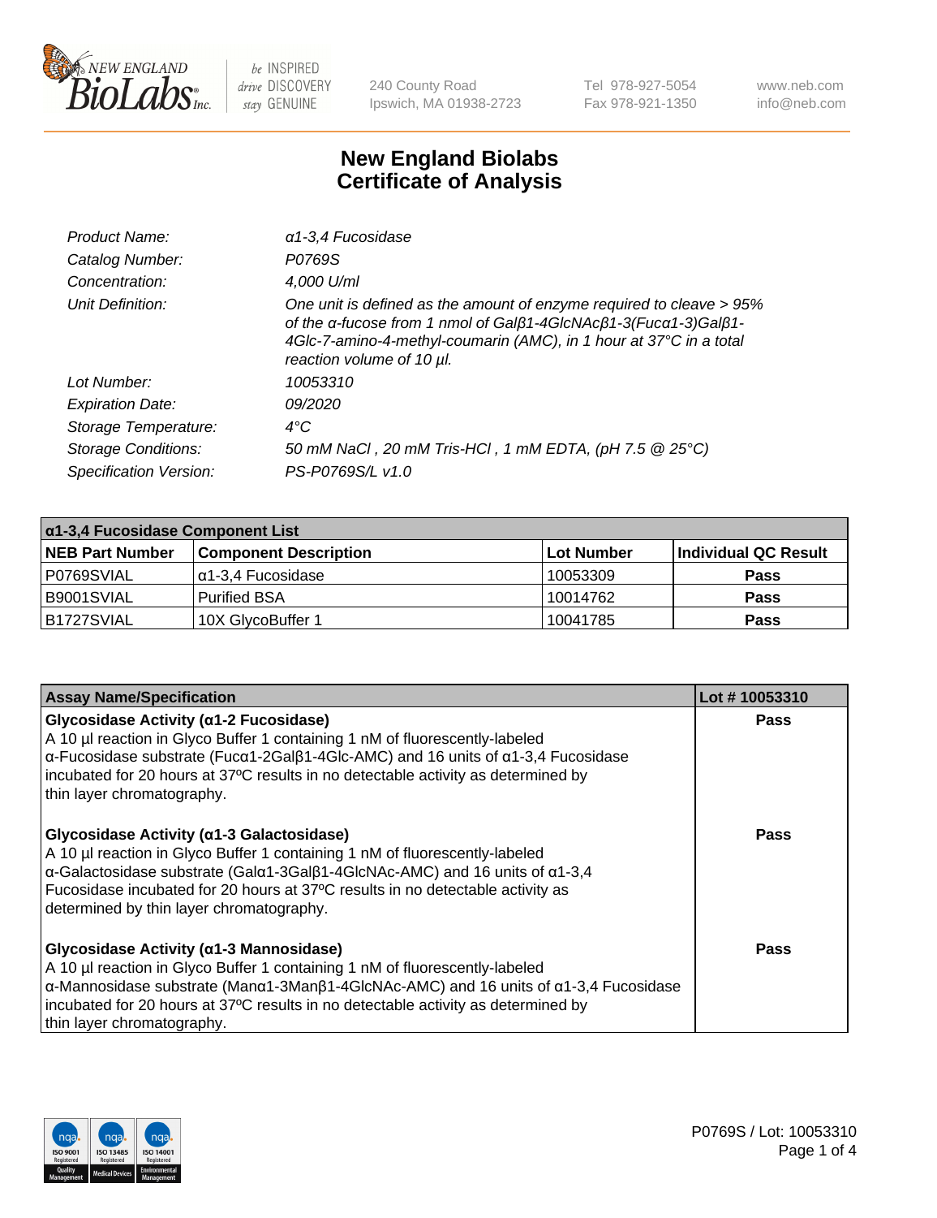New England Biolabs — be INSPIRED drive DISCOVERY stay GENUINE

240 County Road
Ipswich, MA 01938-2723

Tel 978-927-5054
Fax 978-921-1350

www.neb.com
info@neb.com

# New England Biolabs Certificate of Analysis

| | |
|---|---|
| *Product Name:* | *α1-3,4 Fucosidase* |
| *Catalog Number:* | *P0769S* |
| *Concentration:* | *4,000 U/ml* |
| *Unit Definition:* | *One unit is defined as the amount of enzyme required to cleave > 95% of the α-fucose from 1 nmol of Galβ1-4GlcNAcβ1-3(Fucα1-3)Galβ1-4Glc-7-amino-4-methyl-coumarin (AMC), in 1 hour at 37°C in a total reaction volume of 10 µl.* |
| *Lot Number:* | *10053310* |
| *Expiration Date:* | *09/2020* |
| *Storage Temperature:* | *4°C* |
| *Storage Conditions:* | *50 mM NaCl , 20 mM Tris-HCl , 1 mM EDTA, (pH 7.5 @ 25°C)* |
| *Specification Version:* | *PS-P0769S/L v1.0* |

| α1-3,4 Fucosidase Component List | | | |
|---|---|---|---|
| **NEB Part Number** | **Component Description** | **Lot Number** | **Individual QC Result** |
| P0769SVIAL | α1-3,4 Fucosidase | 10053309 | **Pass** |
| B9001SVIAL | Purified BSA | 10014762 | **Pass** |
| B1727SVIAL | 10X GlycoBuffer 1 | 10041785 | **Pass** |

| Assay Name/Specification | Lot # 10053310 |
|---|---|
| **Glycosidase Activity (α1-2 Fucosidase)**<br>A 10 µl reaction in Glyco Buffer 1 containing 1 nM of fluorescently-labeled α-Fucosidase substrate (Fucα1-2Galβ1-4Glc-AMC) and 16 units of α1-3,4 Fucosidase incubated for 20 hours at 37ºC results in no detectable activity as determined by thin layer chromatography. | **Pass** |
| **Glycosidase Activity (α1-3 Galactosidase)**<br>A 10 µl reaction in Glyco Buffer 1 containing 1 nM of fluorescently-labeled α-Galactosidase substrate (Galα1-3Galβ1-4GlcNAc-AMC) and 16 units of α1-3,4 Fucosidase incubated for 20 hours at 37ºC results in no detectable activity as determined by thin layer chromatography. | **Pass** |
| **Glycosidase Activity (α1-3 Mannosidase)**<br>A 10 µl reaction in Glyco Buffer 1 containing 1 nM of fluorescently-labeled α-Mannosidase substrate (Manα1-3Manβ1-4GlcNAc-AMC) and 16 units of α1-3,4 Fucosidase incubated for 20 hours at 37ºC results in no detectable activity as determined by thin layer chromatography. | **Pass** |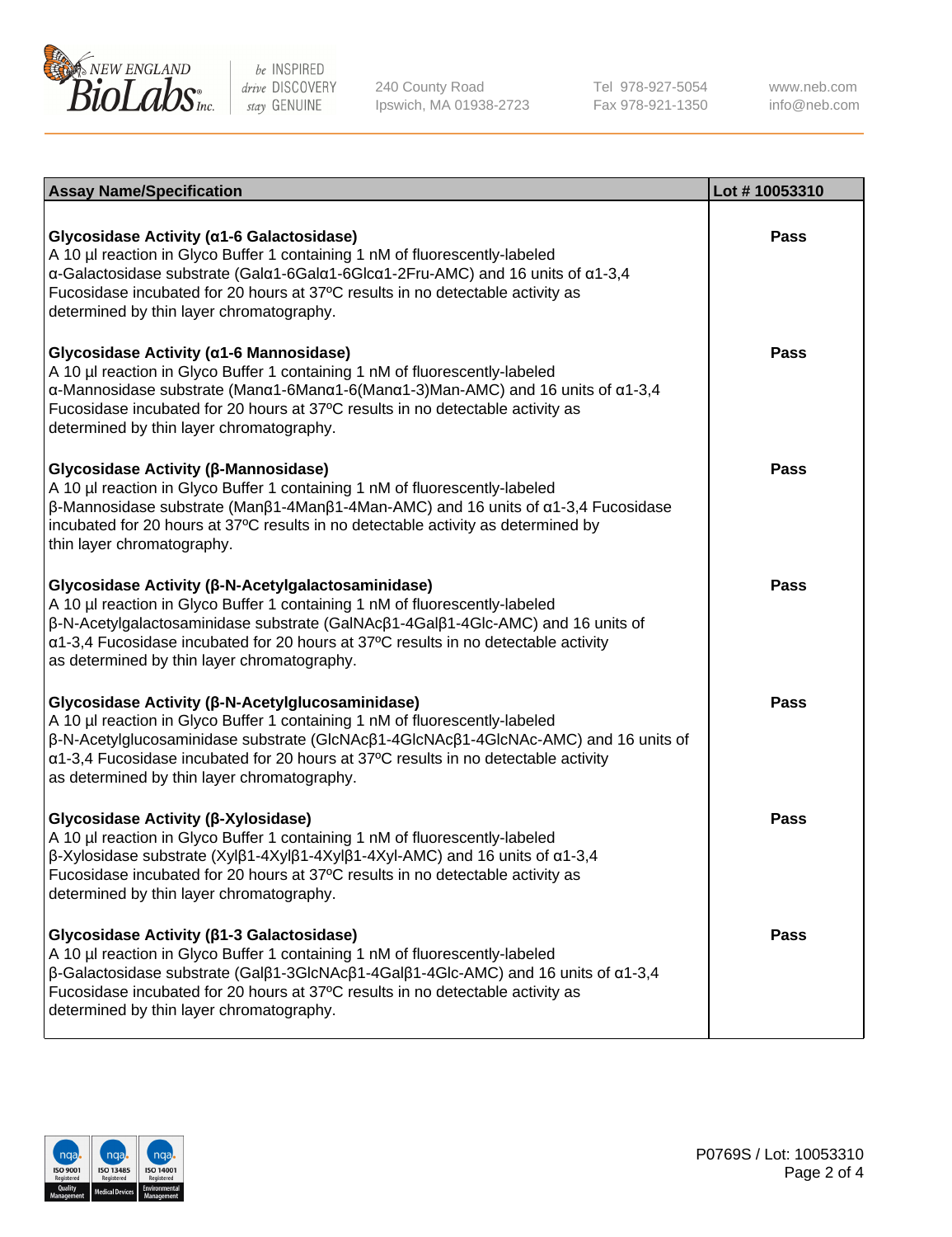| Assay Name/Specification | Lot # 10053310 |
|---|---|
| **Glycosidase Activity (α1-6 Galactosidase)**<br>A 10 µl reaction in Glyco Buffer 1 containing 1 nM of fluorescently-labeled α-Galactosidase substrate (Galα1-6Galα1-6Glcα1-2Fru-AMC) and 16 units of α1-3,4 Fucosidase incubated for 20 hours at 37ºC results in no detectable activity as determined by thin layer chromatography. | **Pass** |
| **Glycosidase Activity (α1-6 Mannosidase)**<br>A 10 µl reaction in Glyco Buffer 1 containing 1 nM of fluorescently-labeled α-Mannosidase substrate (Manα1-6Manα1-6(Manα1-3)Man-AMC) and 16 units of α1-3,4 Fucosidase incubated for 20 hours at 37ºC results in no detectable activity as determined by thin layer chromatography. | **Pass** |
| **Glycosidase Activity (β-Mannosidase)**<br>A 10 µl reaction in Glyco Buffer 1 containing 1 nM of fluorescently-labeled β-Mannosidase substrate (Manβ1-4Manβ1-4Man-AMC) and 16 units of α1-3,4 Fucosidase incubated for 20 hours at 37ºC results in no detectable activity as determined by thin layer chromatography. | **Pass** |
| **Glycosidase Activity (β-N-Acetylgalactosaminidase)**<br>A 10 µl reaction in Glyco Buffer 1 containing 1 nM of fluorescently-labeled β-N-Acetylgalactosaminidase substrate (GalNAcβ1-4Galβ1-4Glc-AMC) and 16 units of α1-3,4 Fucosidase incubated for 20 hours at 37ºC results in no detectable activity as determined by thin layer chromatography. | **Pass** |
| **Glycosidase Activity (β-N-Acetylglucosaminidase)**<br>A 10 µl reaction in Glyco Buffer 1 containing 1 nM of fluorescently-labeled β-N-Acetylglucosaminidase substrate (GlcNAcβ1-4GlcNAcβ1-4GlcNAc-AMC) and 16 units of α1-3,4 Fucosidase incubated for 20 hours at 37ºC results in no detectable activity as determined by thin layer chromatography. | **Pass** |
| **Glycosidase Activity (β-Xylosidase)**<br>A 10 µl reaction in Glyco Buffer 1 containing 1 nM of fluorescently-labeled β-Xylosidase substrate (Xylβ1-4Xylβ1-4Xylβ1-4Xyl-AMC) and 16 units of α1-3,4 Fucosidase incubated for 20 hours at 37ºC results in no detectable activity as determined by thin layer chromatography. | **Pass** |
| **Glycosidase Activity (β1-3 Galactosidase)**<br>A 10 µl reaction in Glyco Buffer 1 containing 1 nM of fluorescently-labeled β-Galactosidase substrate (Galβ1-3GlcNAcβ1-4Galβ1-4Glc-AMC) and 16 units of α1-3,4 Fucosidase incubated for 20 hours at 37ºC results in no detectable activity as determined by thin layer chromatography. | **Pass** |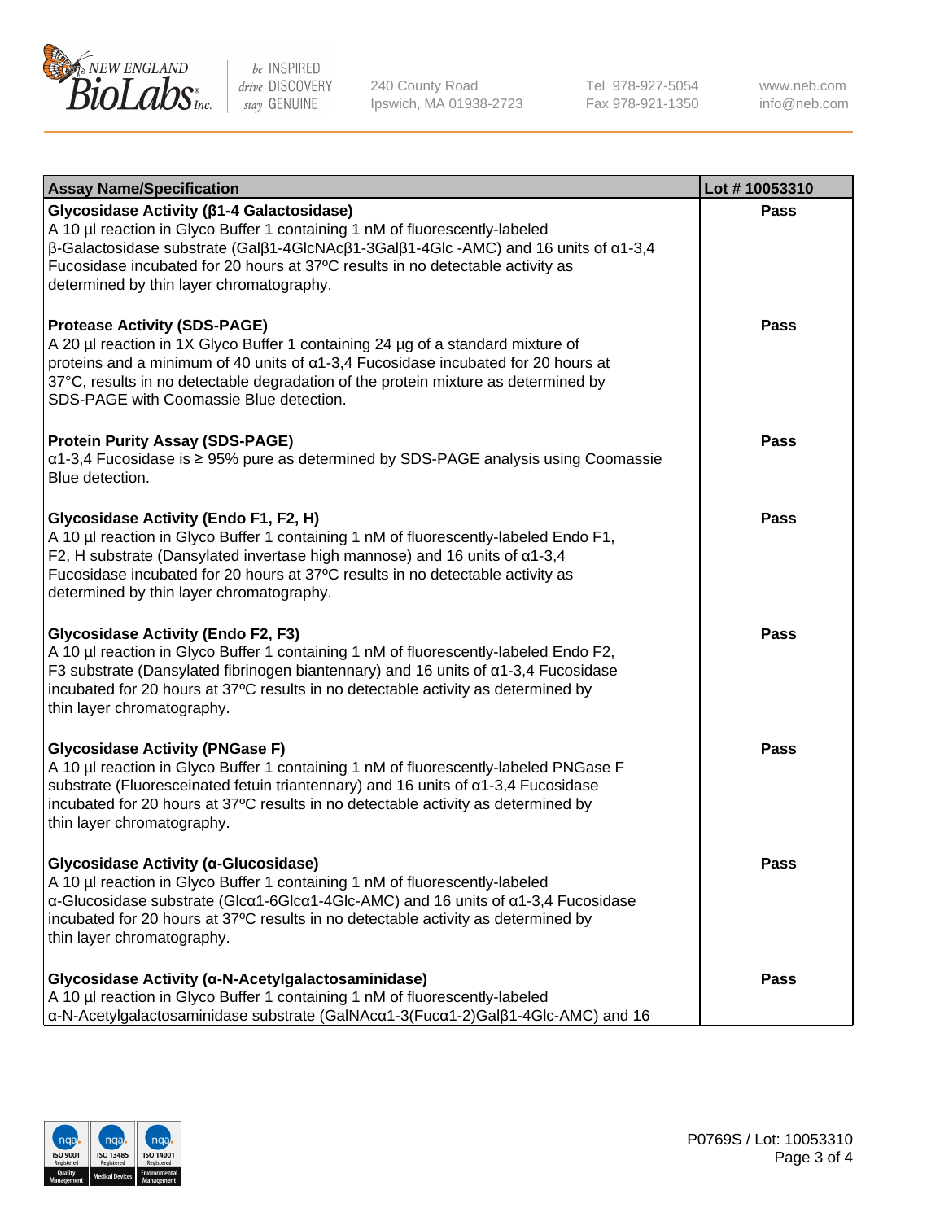| Assay Name/Specification | Lot # 10053310 |
| --- | --- |
| **Glycosidase Activity (β1-4 Galactosidase)**<br>A 10 µl reaction in Glyco Buffer 1 containing 1 nM of fluorescently-labeled β-Galactosidase substrate (Galβ1-4GlcNAcβ1-3Galβ1-4Glc -AMC) and 16 units of α1-3,4 Fucosidase incubated for 20 hours at 37ºC results in no detectable activity as determined by thin layer chromatography. | **Pass** |
| **Protease Activity (SDS-PAGE)**<br>A 20 µl reaction in 1X Glyco Buffer 1 containing 24 µg of a standard mixture of proteins and a minimum of 40 units of α1-3,4 Fucosidase incubated for 20 hours at 37°C, results in no detectable degradation of the protein mixture as determined by SDS-PAGE with Coomassie Blue detection. | **Pass** |
| **Protein Purity Assay (SDS-PAGE)**<br>α1-3,4 Fucosidase is ≥ 95% pure as determined by SDS-PAGE analysis using Coomassie Blue detection. | **Pass** |
| **Glycosidase Activity (Endo F1, F2, H)**<br>A 10 µl reaction in Glyco Buffer 1 containing 1 nM of fluorescently-labeled Endo F1, F2, H substrate (Dansylated invertase high mannose) and 16 units of α1-3,4 Fucosidase incubated for 20 hours at 37ºC results in no detectable activity as determined by thin layer chromatography. | **Pass** |
| **Glycosidase Activity (Endo F2, F3)**<br>A 10 µl reaction in Glyco Buffer 1 containing 1 nM of fluorescently-labeled Endo F2, F3 substrate (Dansylated fibrinogen biantennary) and 16 units of α1-3,4 Fucosidase incubated for 20 hours at 37ºC results in no detectable activity as determined by thin layer chromatography. | **Pass** |
| **Glycosidase Activity (PNGase F)**<br>A 10 µl reaction in Glyco Buffer 1 containing 1 nM of fluorescently-labeled PNGase F substrate (Fluoresceinated fetuin triantennary) and 16 units of α1-3,4 Fucosidase incubated for 20 hours at 37ºC results in no detectable activity as determined by thin layer chromatography. | **Pass** |
| **Glycosidase Activity (α-Glucosidase)**<br>A 10 µl reaction in Glyco Buffer 1 containing 1 nM of fluorescently-labeled α-Glucosidase substrate (Glcα1-6Glcα1-4Glc-AMC) and 16 units of α1-3,4 Fucosidase incubated for 20 hours at 37ºC results in no detectable activity as determined by thin layer chromatography. | **Pass** |
| **Glycosidase Activity (α-N-Acetylgalactosaminidase)**<br>A 10 µl reaction in Glyco Buffer 1 containing 1 nM of fluorescently-labeled α-N-Acetylgalactosaminidase substrate (GalNAcα1-3(Fucα1-2)Galβ1-4Glc-AMC) and 16 | **Pass** |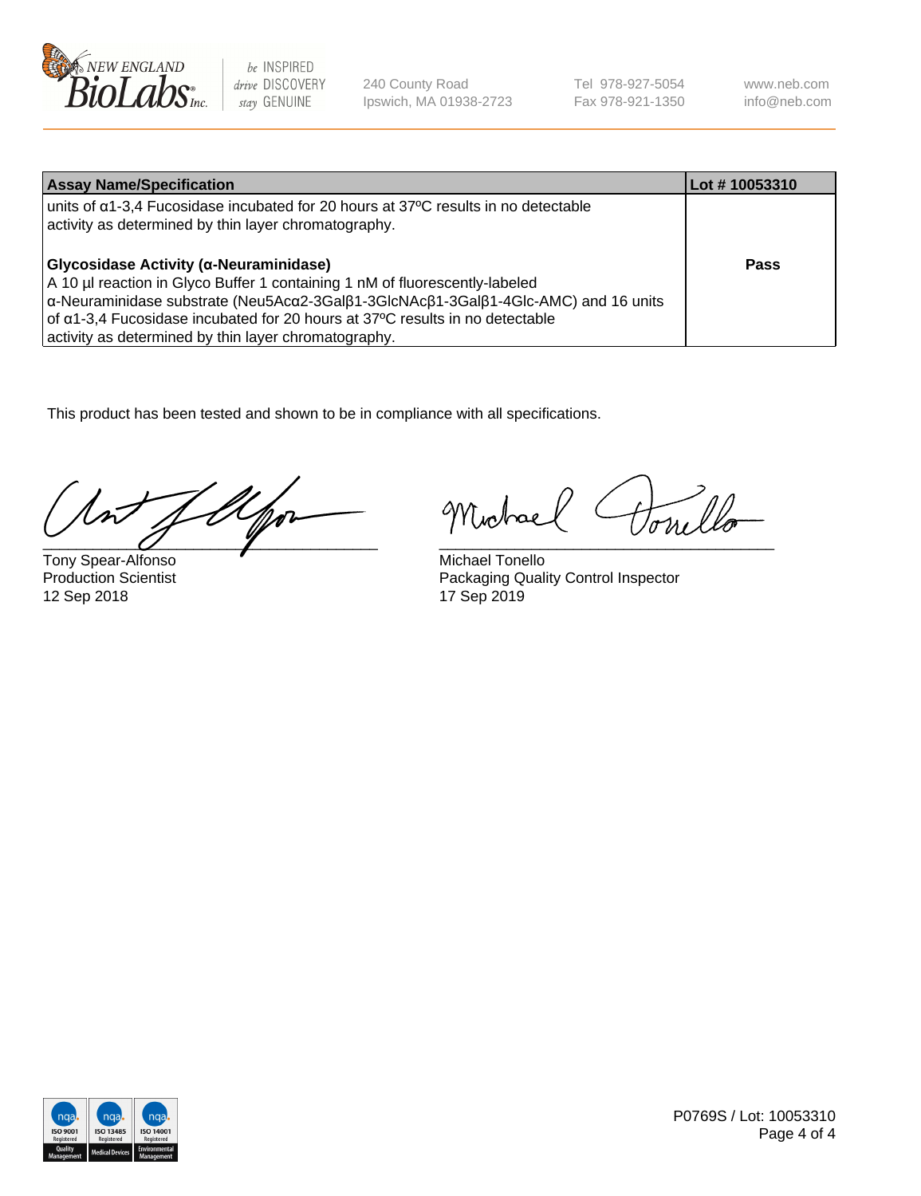| Assay Name/Specification | Lot # 10053310 |
|---|---|
| units of α1-3,4 Fucosidase incubated for 20 hours at 37ºC results in no detectable activity as determined by thin layer chromatography. | |
| **Glycosidase Activity (α-Neuraminidase)**<br>A 10 µl reaction in Glyco Buffer 1 containing 1 nM of fluorescently-labeled α-Neuraminidase substrate (Neu5Acα2-3Galβ1-3GlcNAcβ1-3Galβ1-4Glc-AMC) and 16 units of α1-3,4 Fucosidase incubated for 20 hours at 37ºC results in no detectable activity as determined by thin layer chromatography. | **Pass** |

This product has been tested and shown to be in compliance with all specifications.

Tony Spear-Alfonso
Production Scientist
12 Sep 2018

Michael Tonello
Packaging Quality Control Inspector
17 Sep 2019

P0769S / Lot: 10053310